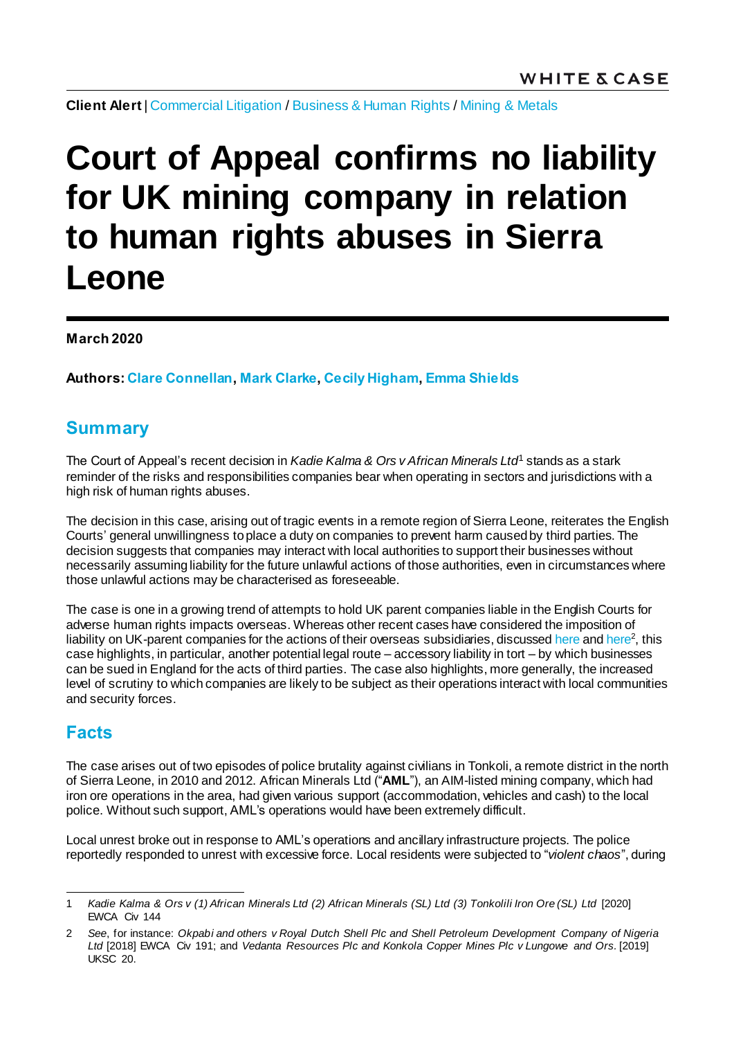WHITE & CASE

**Client Alert** | Commercial Litigation / Business & Human Rights / Mining & Metals

# Court of Appeal confirms no liability for UK mining company in relation to human rights abuses in Sierra Leone

**March 2020**

**Authors: Clare Connellan, Mark Clarke, Cecily Higham, Emma Shields**

## Summary

The Court of Appeal's recent decision in *Kadie Kalma & Ors v African Minerals Ltd*[1] stands as a stark reminder of the risks and responsibilities companies bear when operating in sectors and jurisdictions with a high risk of human rights abuses.

The decision in this case, arising out of tragic events in a remote region of Sierra Leone, reiterates the English Courts' general unwillingness to place a duty on companies to prevent harm caused by third parties. The decision suggests that companies may interact with local authorities to support their businesses without necessarily assuming liability for the future unlawful actions of those authorities, even in circumstances where those unlawful actions may be characterised as foreseeable.

The case is one in a growing trend of attempts to hold UK parent companies liable in the English Courts for adverse human rights impacts overseas. Whereas other recent cases have considered the imposition of liability on UK-parent companies for the actions of their overseas subsidiaries, discussed here and here[2], this case highlights, in particular, another potential legal route – accessory liability in tort – by which businesses can be sued in England for the acts of third parties. The case also highlights, more generally, the increased level of scrutiny to which companies are likely to be subject as their operations interact with local communities and security forces.

## Facts

The case arises out of two episodes of police brutality against civilians in Tonkoli, a remote district in the north of Sierra Leone, in 2010 and 2012. African Minerals Ltd ("**AML**"), an AIM-listed mining company, which had iron ore operations in the area, had given various support (accommodation, vehicles and cash) to the local police. Without such support, AML's operations would have been extremely difficult.

Local unrest broke out in response to AML's operations and ancillary infrastructure projects. The police reportedly responded to unrest with excessive force. Local residents were subjected to "*violent chaos*", during

---

1 *Kadie Kalma & Ors v (1) African Minerals Ltd (2) African Minerals (SL) Ltd (3) Tonkolili Iron Ore (SL) Ltd* [2020] EWCA Civ 144

2 *See*, for instance: *Okpabi and others v Royal Dutch Shell Plc and Shell Petroleum Development Company of Nigeria Ltd* [2018] EWCA Civ 191; and *Vedanta Resources Plc and Konkola Copper Mines Plc v Lungowe and Ors*. [2019] UKSC 20.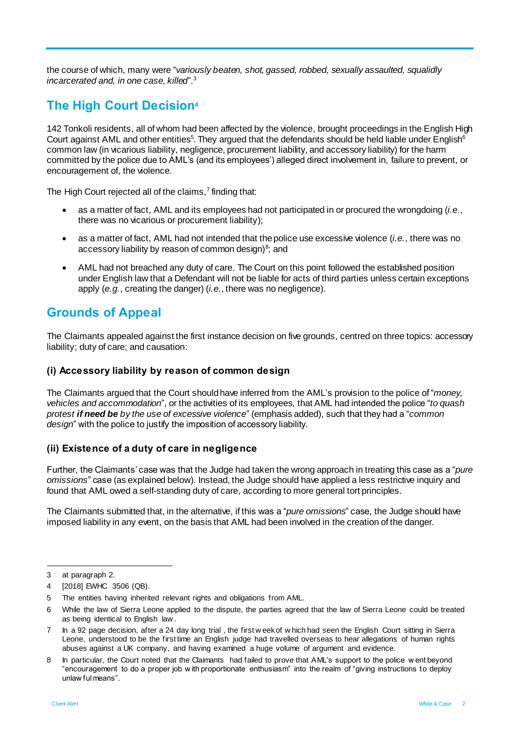the course of which, many were "*variously beaten, shot, gassed, robbed, sexually assaulted, squalidly incarcerated and, in one case, killed*".[3]

## The High Court Decision[4]

142 Tonkoli residents, all of whom had been affected by the violence, brought proceedings in the English High Court against AML and other entities[5]. They argued that the defendants should be held liable under English[6] common law (in vicarious liability, negligence, procurement liability, and accessory liability) for the harm committed by the police due to AML's (and its employees') alleged direct involvement in, failure to prevent, or encouragement of, the violence.

The High Court rejected all of the claims,[7] finding that:

- as a matter of fact, AML and its employees had not participated in or procured the wrongdoing (*i.e.*, there was no vicarious or procurement liability);
- as a matter of fact, AML had not intended that the police use excessive violence (*i.e.*, there was no accessory liability by reason of common design)[8]; and
- AML had not breached any duty of care. The Court on this point followed the established position under English law that a Defendant will not be liable for acts of third parties unless certain exceptions apply (*e.g.*, creating the danger) (*i.e.*, there was no negligence).

## Grounds of Appeal

The Claimants appealed against the first instance decision on five grounds, centred on three topics: accessory liability; duty of care; and causation:

### (i) Accessory liability by reason of common design

The Claimants argued that the Court should have inferred from the AML's provision to the police of "*money, vehicles and accommodation*", or the activities of its employees, that AML had intended the police "*to quash protest **if need be** by the use of excessive violence*" (emphasis added), such that they had a "*common design*" with the police to justify the imposition of accessory liability.

### (ii) Existence of a duty of care in negligence

Further, the Claimants' case was that the Judge had taken the wrong approach in treating this case as a "*pure omissions*" case (as explained below). Instead, the Judge should have applied a less restrictive inquiry and found that AML owed a self-standing duty of care, according to more general tort principles.

The Claimants submitted that, in the alternative, if this was a "*pure omissions*" case, the Judge should have imposed liability in any event, on the basis that AML had been involved in the creation of the danger.

---

3 at paragraph 2.

4 [2018] EWHC 3506 (QB).

5 The entities having inherited relevant rights and obligations from AML.

6 While the law of Sierra Leone applied to the dispute, the parties agreed that the law of Sierra Leone could be treated as being identical to English law.

7 In a 92 page decision, after a 24 day long trial, the first week of which had seen the English Court sitting in Sierra Leone, understood to be the first time an English judge had travelled overseas to hear allegations of human rights abuses against a UK company, and having examined a huge volume of argument and evidence.

8 In particular, the Court noted that the Claimants had failed to prove that AML's support to the police went beyond "encouragement to do a proper job with proportionate enthusiasm" into the realm of "giving instructions to deploy unlawful means".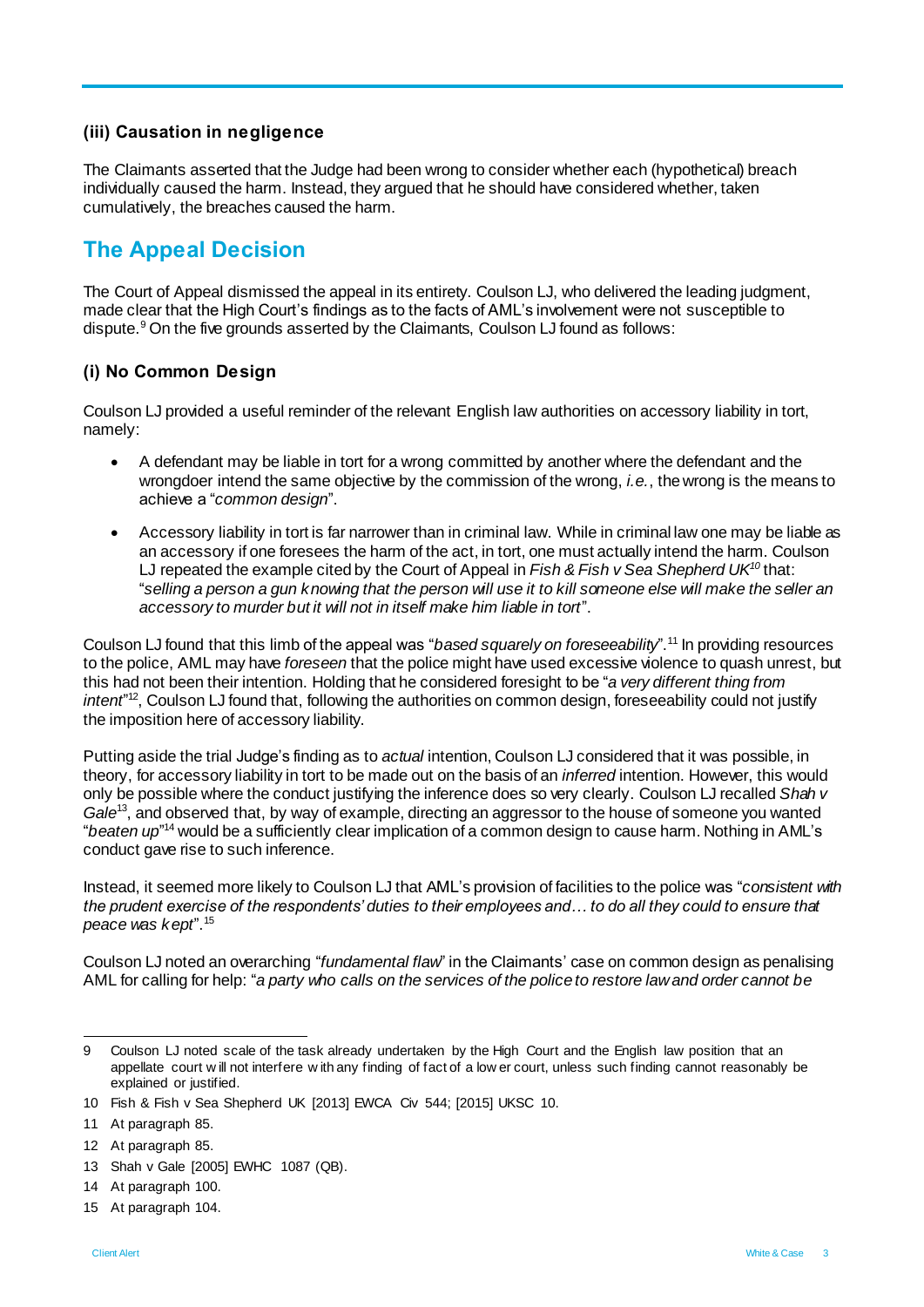### (iii) Causation in negligence

The Claimants asserted that the Judge had been wrong to consider whether each (hypothetical) breach individually caused the harm. Instead, they argued that he should have considered whether, taken cumulatively, the breaches caused the harm.

## The Appeal Decision

The Court of Appeal dismissed the appeal in its entirety. Coulson LJ, who delivered the leading judgment, made clear that the High Court's findings as to the facts of AML's involvement were not susceptible to dispute.[9] On the five grounds asserted by the Claimants, Coulson LJ found as follows:

### (i) No Common Design

Coulson LJ provided a useful reminder of the relevant English law authorities on accessory liability in tort, namely:

- A defendant may be liable in tort for a wrong committed by another where the defendant and the wrongdoer intend the same objective by the commission of the wrong, *i.e.*, the wrong is the means to achieve a "*common design*".
- Accessory liability in tort is far narrower than in criminal law. While in criminal law one may be liable as an accessory if one foresees the harm of the act, in tort, one must actually intend the harm. Coulson LJ repeated the example cited by the Court of Appeal in *Fish & Fish v Sea Shepherd UK*[10] that: "*selling a person a gun knowing that the person will use it to kill someone else will make the seller an accessory to murder but it will not in itself make him liable in tort*".

Coulson LJ found that this limb of the appeal was "*based squarely on foreseeability*".[11] In providing resources to the police, AML may have *foreseen* that the police might have used excessive violence to quash unrest, but this had not been their intention. Holding that he considered foresight to be "*a very different thing from intent*"[12], Coulson LJ found that, following the authorities on common design, foreseeability could not justify the imposition here of accessory liability.

Putting aside the trial Judge's finding as to *actual* intention, Coulson LJ considered that it was possible, in theory, for accessory liability in tort to be made out on the basis of an *inferred* intention. However, this would only be possible where the conduct justifying the inference does so very clearly. Coulson LJ recalled *Shah v Gale*[13], and observed that, by way of example, directing an aggressor to the house of someone you wanted "*beaten up*"[14] would be a sufficiently clear implication of a common design to cause harm. Nothing in AML's conduct gave rise to such inference.

Instead, it seemed more likely to Coulson LJ that AML's provision of facilities to the police was "*consistent with the prudent exercise of the respondents' duties to their employees and… to do all they could to ensure that peace was kept*".[15]

Coulson LJ noted an overarching "*fundamental flaw*" in the Claimants' case on common design as penalising AML for calling for help: "*a party who calls on the services of the police to restore law and order cannot be*

---

9 Coulson LJ noted scale of the task already undertaken by the High Court and the English law position that an appellate court will not interfere with any finding of fact of a lower court, unless such finding cannot reasonably be explained or justified.

10 Fish & Fish v Sea Shepherd UK [2013] EWCA Civ 544; [2015] UKSC 10.

11 At paragraph 85.

12 At paragraph 85.

13 Shah v Gale [2005] EWHC 1087 (QB).

14 At paragraph 100.

15 At paragraph 104.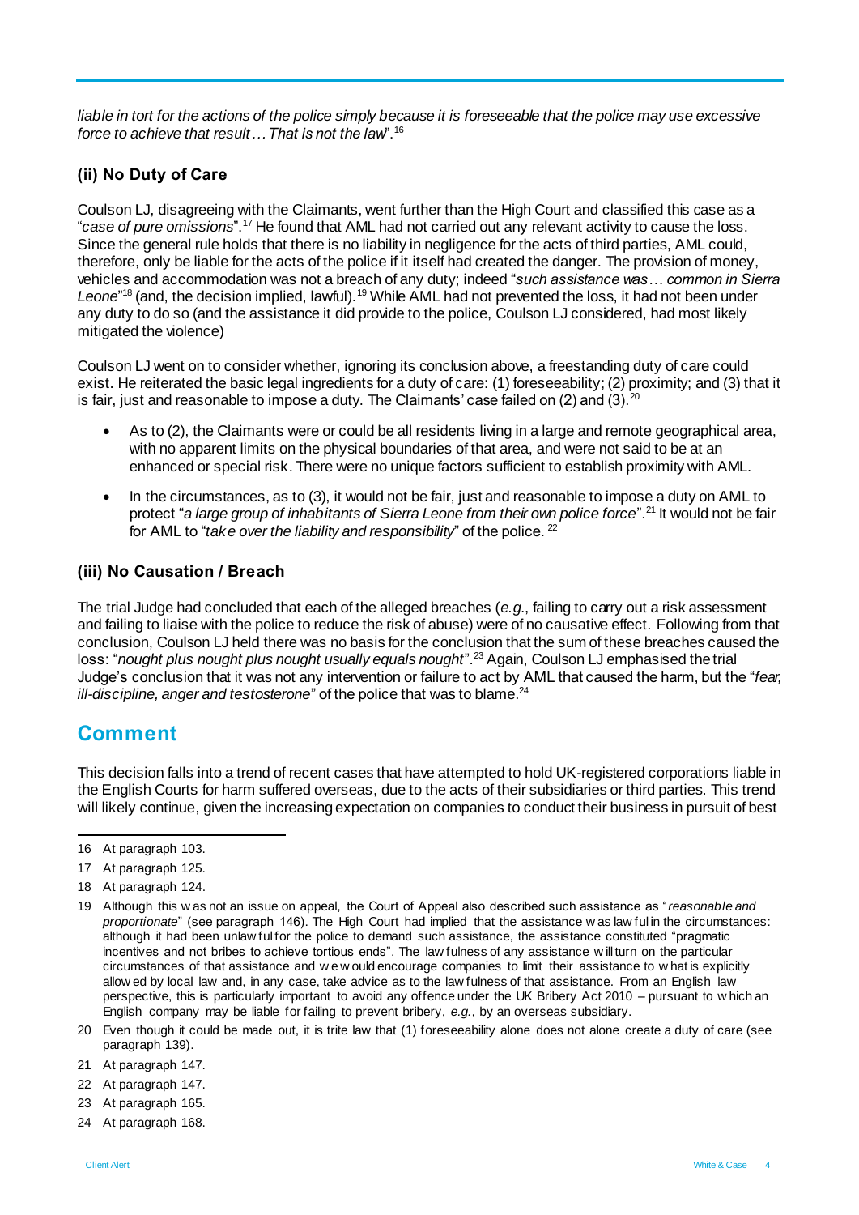*liable in tort for the actions of the police simply because it is foreseeable that the police may use excessive force to achieve that result… That is not the law*".[16]

### (ii) No Duty of Care

Coulson LJ, disagreeing with the Claimants, went further than the High Court and classified this case as a "*case of pure omissions*".[17] He found that AML had not carried out any relevant activity to cause the loss. Since the general rule holds that there is no liability in negligence for the acts of third parties, AML could, therefore, only be liable for the acts of the police if it itself had created the danger. The provision of money, vehicles and accommodation was not a breach of any duty; indeed "*such assistance was… common in Sierra Leone*"[18] (and, the decision implied, lawful).[19] While AML had not prevented the loss, it had not been under any duty to do so (and the assistance it did provide to the police, Coulson LJ considered, had most likely mitigated the violence)

Coulson LJ went on to consider whether, ignoring its conclusion above, a freestanding duty of care could exist. He reiterated the basic legal ingredients for a duty of care: (1) foreseeability; (2) proximity; and (3) that it is fair, just and reasonable to impose a duty. The Claimants' case failed on (2) and (3).[20]

- As to (2), the Claimants were or could be all residents living in a large and remote geographical area, with no apparent limits on the physical boundaries of that area, and were not said to be at an enhanced or special risk. There were no unique factors sufficient to establish proximity with AML.
- In the circumstances, as to (3), it would not be fair, just and reasonable to impose a duty on AML to protect "*a large group of inhabitants of Sierra Leone from their own police force*".[21] It would not be fair for AML to "*take over the liability and responsibility*" of the police. [22]

### (iii) No Causation / Breach

The trial Judge had concluded that each of the alleged breaches (*e.g.*, failing to carry out a risk assessment and failing to liaise with the police to reduce the risk of abuse) were of no causative effect. Following from that conclusion, Coulson LJ held there was no basis for the conclusion that the sum of these breaches caused the loss: "*nought plus nought plus nought usually equals nought*".[23] Again, Coulson LJ emphasised the trial Judge's conclusion that it was not any intervention or failure to act by AML that caused the harm, but the "*fear, ill-discipline, anger and testosterone*" of the police that was to blame.[24]

## Comment

This decision falls into a trend of recent cases that have attempted to hold UK-registered corporations liable in the English Courts for harm suffered overseas, due to the acts of their subsidiaries or third parties. This trend will likely continue, given the increasing expectation on companies to conduct their business in pursuit of best

---

16 At paragraph 103.

17 At paragraph 125.

18 At paragraph 124.

19 Although this was not an issue on appeal, the Court of Appeal also described such assistance as "*reasonable and proportionate*" (see paragraph 146). The High Court had implied that the assistance was lawful in the circumstances: although it had been unlawful for the police to demand such assistance, the assistance constituted "pragmatic incentives and not bribes to achieve tortious ends". The lawfulness of any assistance will turn on the particular circumstances of that assistance and we would encourage companies to limit their assistance to what is explicitly allowed by local law and, in any case, take advice as to the lawfulness of that assistance. From an English law perspective, this is particularly important to avoid any offence under the UK Bribery Act 2010 – pursuant to which an English company may be liable for failing to prevent bribery, *e.g.*, by an overseas subsidiary.

20 Even though it could be made out, it is trite law that (1) foreseeability alone does not alone create a duty of care (see paragraph 139).

21 At paragraph 147.

22 At paragraph 147.

23 At paragraph 165.

24 At paragraph 168.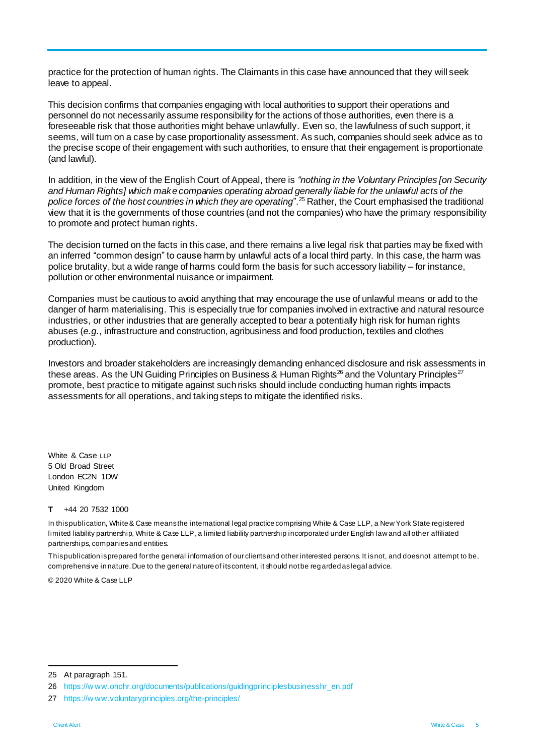practice for the protection of human rights. The Claimants in this case have announced that they will seek leave to appeal.

This decision confirms that companies engaging with local authorities to support their operations and personnel do not necessarily assume responsibility for the actions of those authorities, even there is a foreseeable risk that those authorities might behave unlawfully. Even so, the lawfulness of such support, it seems, will turn on a case by case proportionality assessment. As such, companies should seek advice as to the precise scope of their engagement with such authorities, to ensure that their engagement is proportionate (and lawful).

In addition, in the view of the English Court of Appeal, there is *"nothing in the Voluntary Principles [on Security and Human Rights] which make companies operating abroad generally liable for the unlawful acts of the police forces of the host countries in which they are operating*".[25] Rather, the Court emphasised the traditional view that it is the governments of those countries (and not the companies) who have the primary responsibility to promote and protect human rights.

The decision turned on the facts in this case, and there remains a live legal risk that parties may be fixed with an inferred "common design" to cause harm by unlawful acts of a local third party. In this case, the harm was police brutality, but a wide range of harms could form the basis for such accessory liability – for instance, pollution or other environmental nuisance or impairment.

Companies must be cautious to avoid anything that may encourage the use of unlawful means or add to the danger of harm materialising. This is especially true for companies involved in extractive and natural resource industries, or other industries that are generally accepted to bear a potentially high risk for human rights abuses (*e.g.*, infrastructure and construction, agribusiness and food production, textiles and clothes production).

Investors and broader stakeholders are increasingly demanding enhanced disclosure and risk assessments in these areas. As the UN Guiding Principles on Business & Human Rights[26] and the Voluntary Principles[27] promote, best practice to mitigate against such risks should include conducting human rights impacts assessments for all operations, and taking steps to mitigate the identified risks.

White & Case LLP
5 Old Broad Street
London EC2N 1DW
United Kingdom

**T** +44 20 7532 1000

In this publication, White & Case means the international legal practice comprising White & Case LLP, a New York State registered limited liability partnership, White & Case LLP, a limited liability partnership incorporated under English law and all other affiliated partnerships, companies and entities.

This publication is prepared for the general information of our clients and other interested persons. It is not, and does not attempt to be, comprehensive in nature. Due to the general nature of its content, it should not be regarded as legal advice.

© 2020 White & Case LLP

25 At paragraph 151.

26 https://www.ohchr.org/documents/publications/guidingprinciplesbusinesshr_en.pdf

27 https://www.voluntaryprinciples.org/the-principles/